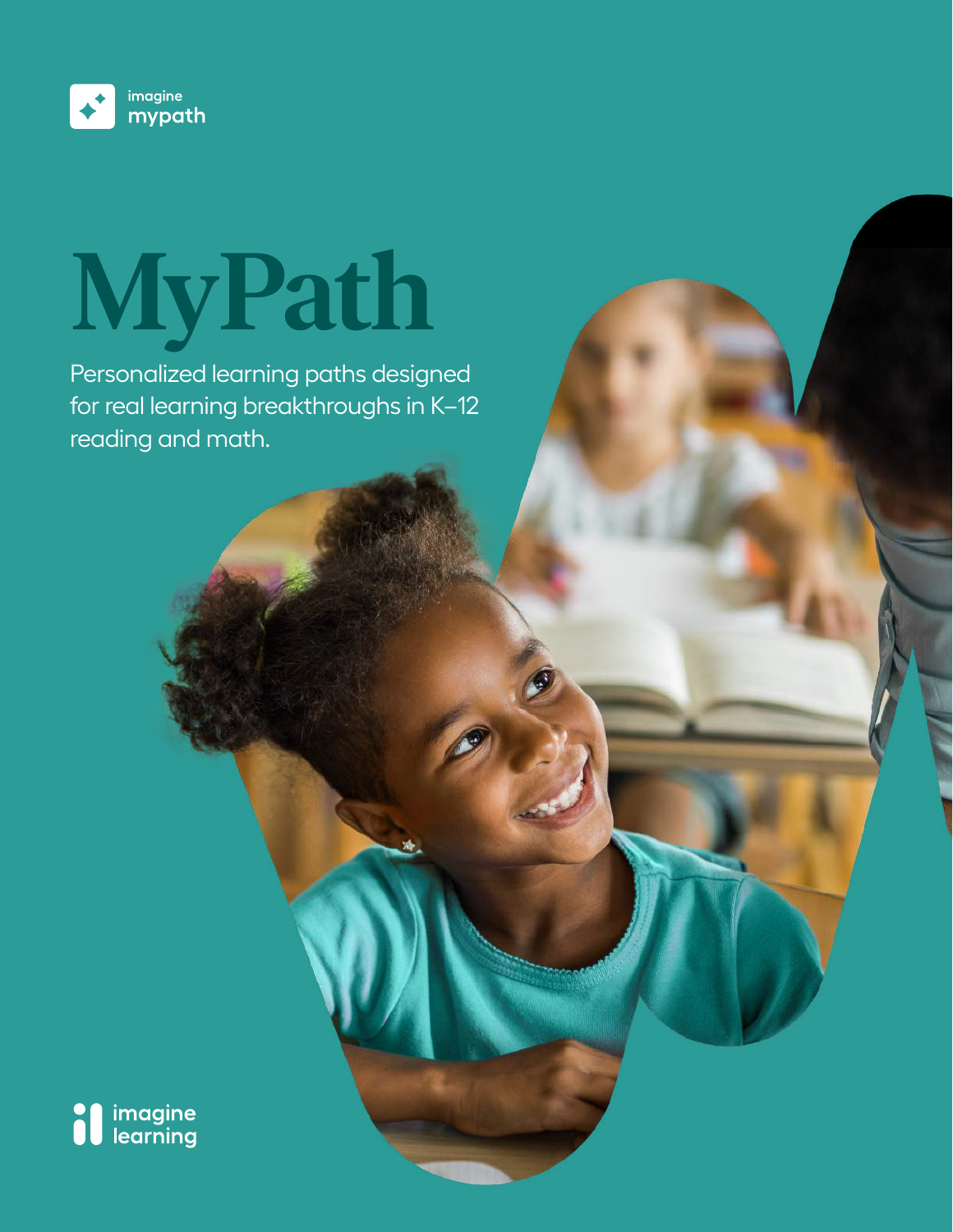imagine mypath

# MyPath

Personalized learning paths designed for real learning breakthroughs in K–12 reading and math.

imagine learning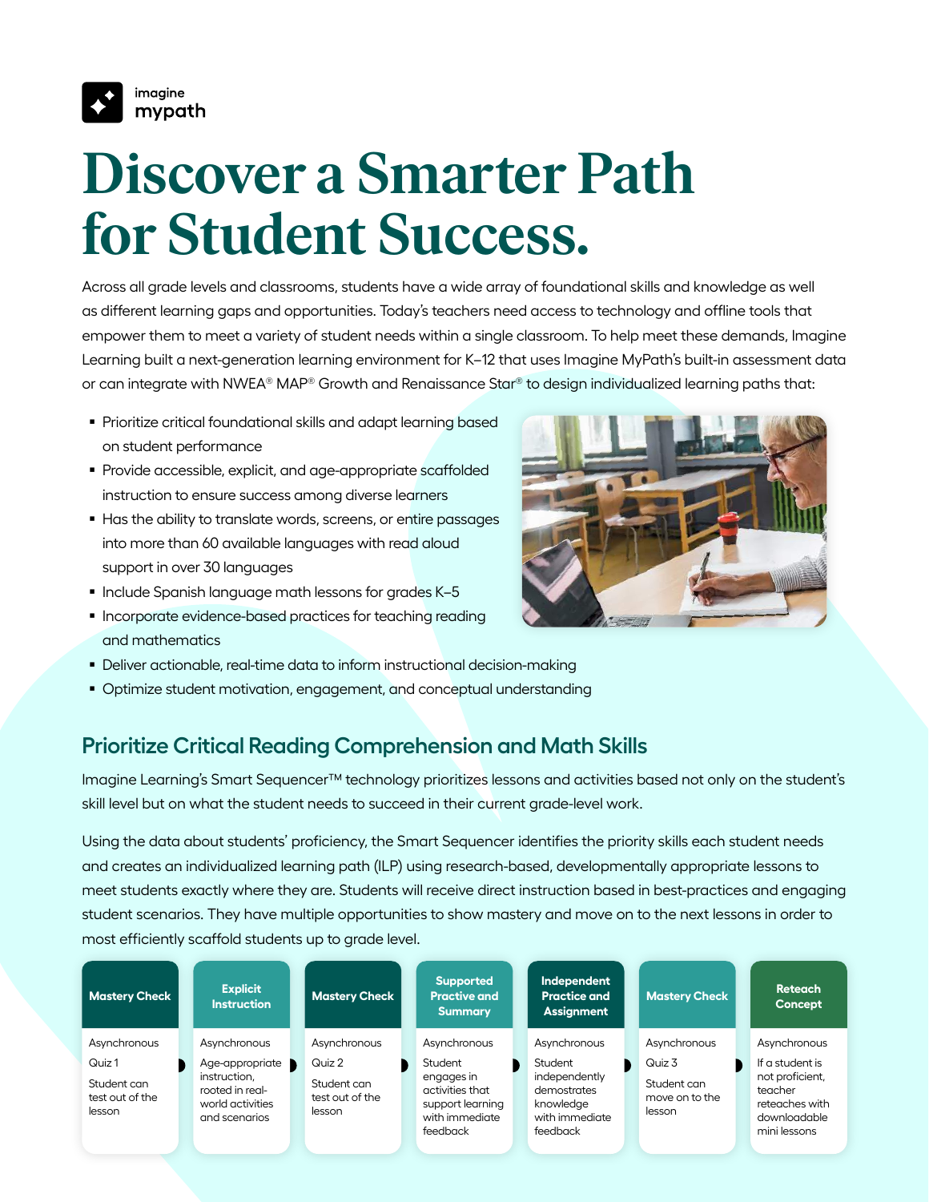imagine mypath

# Discover a Smarter Path for Student Success.

Across all grade levels and classrooms, students have a wide array of foundational skills and knowledge as well as different learning gaps and opportunities. Today's teachers need access to technology and offline tools that empower them to meet a variety of student needs within a single classroom. To help meet these demands, Imagine Learning built a next-generation learning environment for K–12 that uses Imagine MyPath's built-in assessment data or can integrate with NWEA® MAP® Growth and Renaissance Star® to design individualized learning paths that:

- Prioritize critical foundational skills and adapt learning based on student performance
- Provide accessible, explicit, and age-appropriate scaffolded instruction to ensure success among diverse learners
- Has the ability to translate words, screens, or entire passages into more than 60 available languages with read aloud support in over 30 languages
- Include Spanish language math lessons for grades K–5
- Incorporate evidence-based practices for teaching reading and mathematics
- Deliver actionable, real-time data to inform instructional decision-making
- Optimize student motivation, engagement, and conceptual understanding

## Prioritize Critical Reading Comprehension and Math Skills

Imagine Learning's Smart Sequencer™ technology prioritizes lessons and activities based not only on the student's skill level but on what the student needs to succeed in their current grade-level work.

Using the data about students' proficiency, the Smart Sequencer identifies the priority skills each student needs and creates an individualized learning path (ILP) using research-based, developmentally appropriate lessons to meet students exactly where they are. Students will receive direct instruction based in best-practices and engaging student scenarios. They have multiple opportunities to show mastery and move on to the next lessons in order to most efficiently scaffold students up to grade level.

| Mastery Check | Explicit Instruction | Mastery Check | Supported Practive and Summary | Independent Practice and Assignment | Mastery Check | Reteach Concept |
| --- | --- | --- | --- | --- | --- | --- |
| Asynchronous<br>Quiz 1<br>Student can test out of the lesson | Asynchronous<br>Age-appropriate instruction, rooted in real-world activities and scenarios | Asynchronous<br>Quiz 2<br>Student can test out of the lesson | Asynchronous<br>Student engages in activities that support learning with immediate feedback | Asynchronous<br>Student independently demostrates knowledge with immediate feedback | Asynchronous<br>Quiz 3<br>Student can move on to the lesson | Asynchronous<br>If a student is not proficient, teacher reteaches with downloadable mini lessons |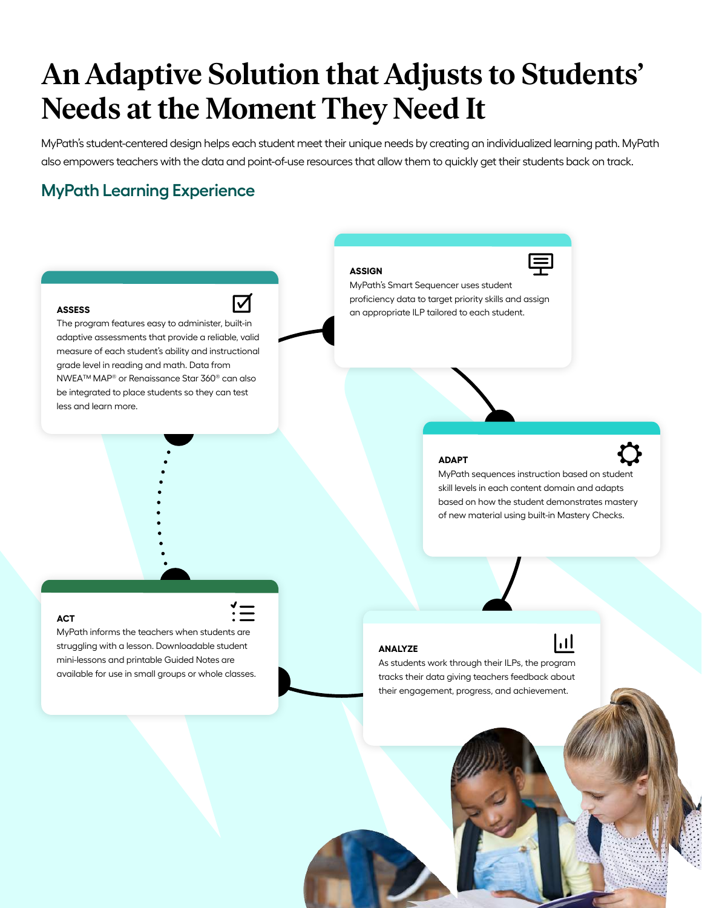# An Adaptive Solution that Adjusts to Students' Needs at the Moment They Need It

MyPath's student-centered design helps each student meet their unique needs by creating an individualized learning path. MyPath also empowers teachers with the data and point-of-use resources that allow them to quickly get their students back on track.

## MyPath Learning Experience

**ASSESS**

The program features easy to administer, built-in adaptive assessments that provide a reliable, valid measure of each student's ability and instructional grade level in reading and math. Data from NWEA™ MAP® or Renaissance Star 360® can also be integrated to place students so they can test less and learn more.

**ASSIGN**

MyPath's Smart Sequencer uses student proficiency data to target priority skills and assign an appropriate ILP tailored to each student.

**ADAPT**

MyPath sequences instruction based on student skill levels in each content domain and adapts based on how the student demonstrates mastery of new material using built-in Mastery Checks.

**ANALYZE**

As students work through their ILPs, the program tracks their data giving teachers feedback about their engagement, progress, and achievement.

**ACT**

MyPath informs the teachers when students are struggling with a lesson. Downloadable student mini-lessons and printable Guided Notes are available for use in small groups or whole classes.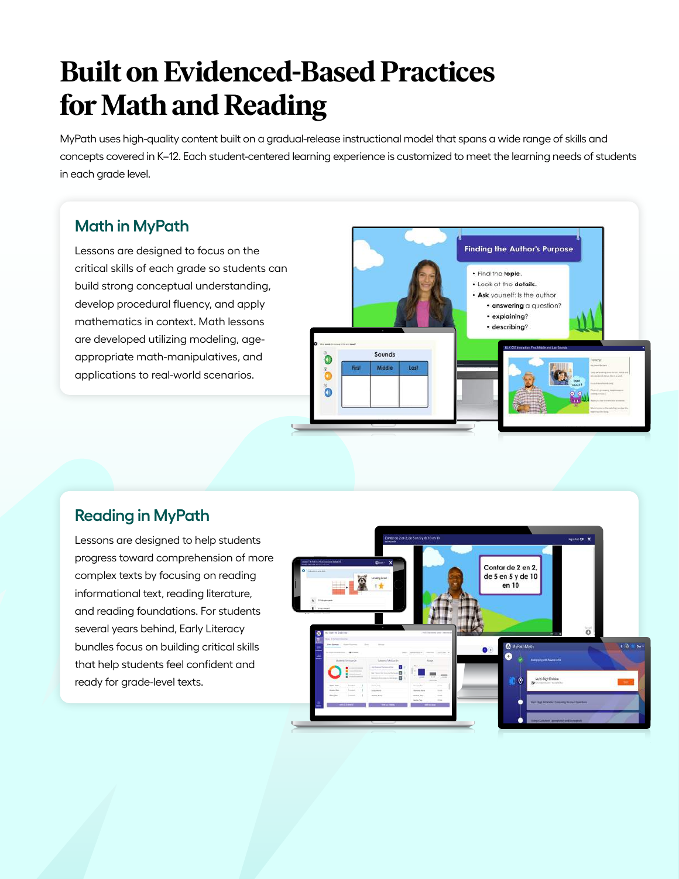# Built on Evidenced-Based Practices for Math and Reading

MyPath uses high-quality content built on a gradual-release instructional model that spans a wide range of skills and concepts covered in K–12. Each student-centered learning experience is customized to meet the learning needs of students in each grade level.

## Math in MyPath

Lessons are designed to focus on the critical skills of each grade so students can build strong conceptual understanding, develop procedural fluency, and apply mathematics in context. Math lessons are developed utilizing modeling, age-appropriate math-manipulatives, and applications to real-world scenarios.

## Reading in MyPath

Lessons are designed to help students progress toward comprehension of more complex texts by focusing on reading informational text, reading literature, and reading foundations. For students several years behind, Early Literacy bundles focus on building critical skills that help students feel confident and ready for grade-level texts.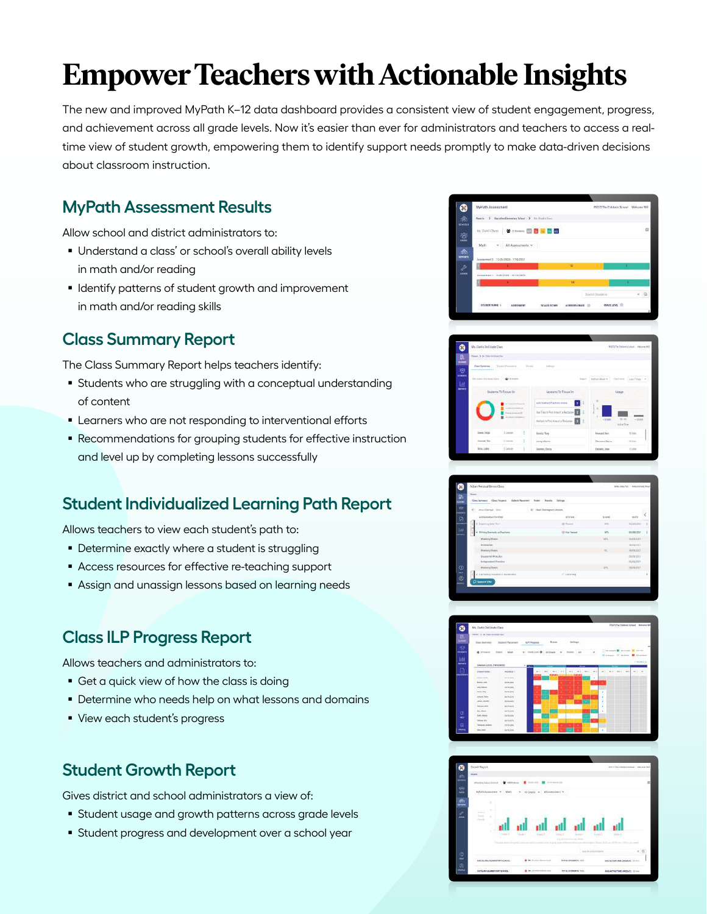# Empower Teachers with Actionable Insights

The new and improved MyPath K–12 data dashboard provides a consistent view of student engagement, progress, and achievement across all grade levels. Now it's easier than ever for administrators and teachers to access a real-time view of student growth, empowering them to identify support needs promptly to make data-driven decisions about classroom instruction.

## MyPath Assessment Results

Allow school and district administrators to:

- Understand a class' or school's overall ability levels in math and/or reading
- Identify patterns of student growth and improvement in math and/or reading skills

## Class Summary Report

The Class Summary Report helps teachers identify:

- Students who are struggling with a conceptual understanding of content
- Learners who are not responding to interventional efforts
- Recommendations for grouping students for effective instruction and level up by completing lessons successfully

## Student Individualized Learning Path Report

Allows teachers to view each student's path to:

- Determine exactly where a student is struggling
- Access resources for effective re-teaching support
- Assign and unassign lessons based on learning needs

## Class ILP Progress Report

Allows teachers and administrators to:

- Get a quick view of how the class is doing
- Determine who needs help on what lessons and domains
- View each student's progress

## Student Growth Report

Gives district and school administrators a view of:

- Student usage and growth patterns across grade levels
- Student progress and development over a school year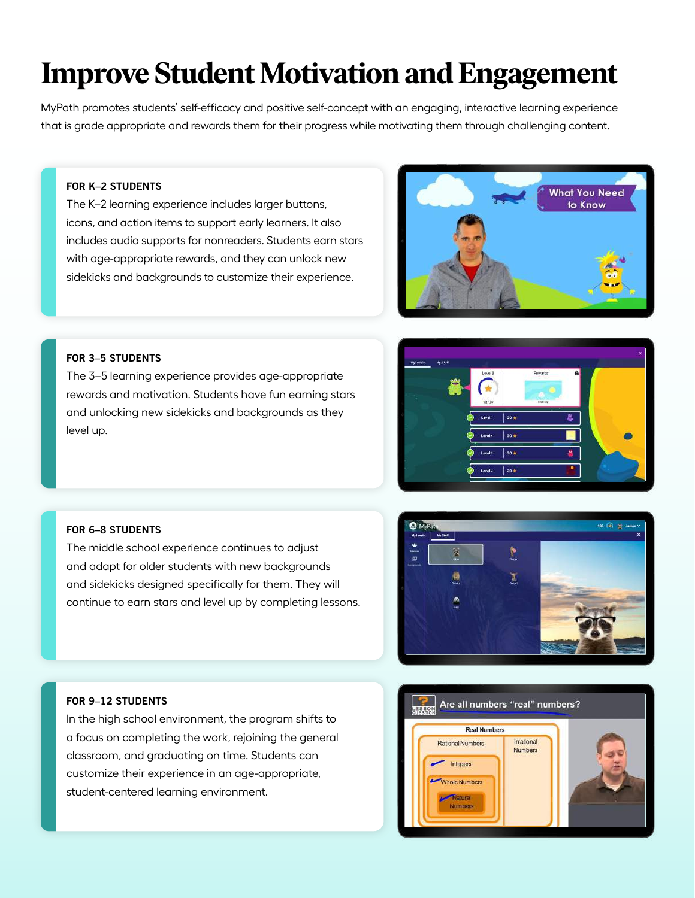# Improve Student Motivation and Engagement

MyPath promotes students' self-efficacy and positive self-concept with an engaging, interactive learning experience that is grade appropriate and rewards them for their progress while motivating them through challenging content.

## FOR K–2 STUDENTS

The K–2 learning experience includes larger buttons, icons, and action items to support early learners. It also includes audio supports for nonreaders. Students earn stars with age-appropriate rewards, and they can unlock new sidekicks and backgrounds to customize their experience.

## FOR 3–5 STUDENTS

The 3–5 learning experience provides age-appropriate rewards and motivation. Students have fun earning stars and unlocking new sidekicks and backgrounds as they level up.

## FOR 6–8 STUDENTS

The middle school experience continues to adjust and adapt for older students with new backgrounds and sidekicks designed specifically for them. They will continue to earn stars and level up by completing lessons.

## FOR 9–12 STUDENTS

In the high school environment, the program shifts to a focus on completing the work, rejoining the general classroom, and graduating on time. Students can customize their experience in an age-appropriate, student-centered learning environment.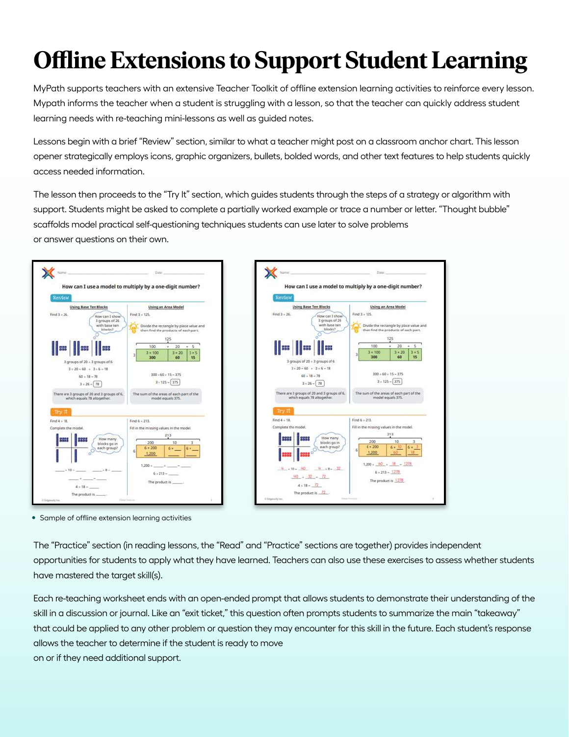# Offline Extensions to Support Student Learning

MyPath supports teachers with an extensive Teacher Toolkit of offline extension learning activities to reinforce every lesson. Mypath informs the teacher when a student is struggling with a lesson, so that the teacher can quickly address student learning needs with re-teaching mini-lessons as well as guided notes.

Lessons begin with a brief "Review" section, similar to what a teacher might post on a classroom anchor chart. This lesson opener strategically employs icons, graphic organizers, bullets, bolded words, and other text features to help students quickly access needed information.

The lesson then proceeds to the "Try It" section, which guides students through the steps of a strategy or algorithm with support. Students might be asked to complete a partially worked example or trace a number or letter. "Thought bubble" scaffolds model practical self-questioning techniques students can use later to solve problems or answer questions on their own.

- Sample of offline extension learning activities

The "Practice" section (in reading lessons, the "Read" and "Practice" sections are together) provides independent opportunities for students to apply what they have learned. Teachers can also use these exercises to assess whether students have mastered the target skill(s).

Each re-teaching worksheet ends with an open-ended prompt that allows students to demonstrate their understanding of the skill in a discussion or journal. Like an "exit ticket," this question often prompts students to summarize the main "takeaway" that could be applied to any other problem or question they may encounter for this skill in the future. Each student's response allows the teacher to determine if the student is ready to move on or if they need additional support.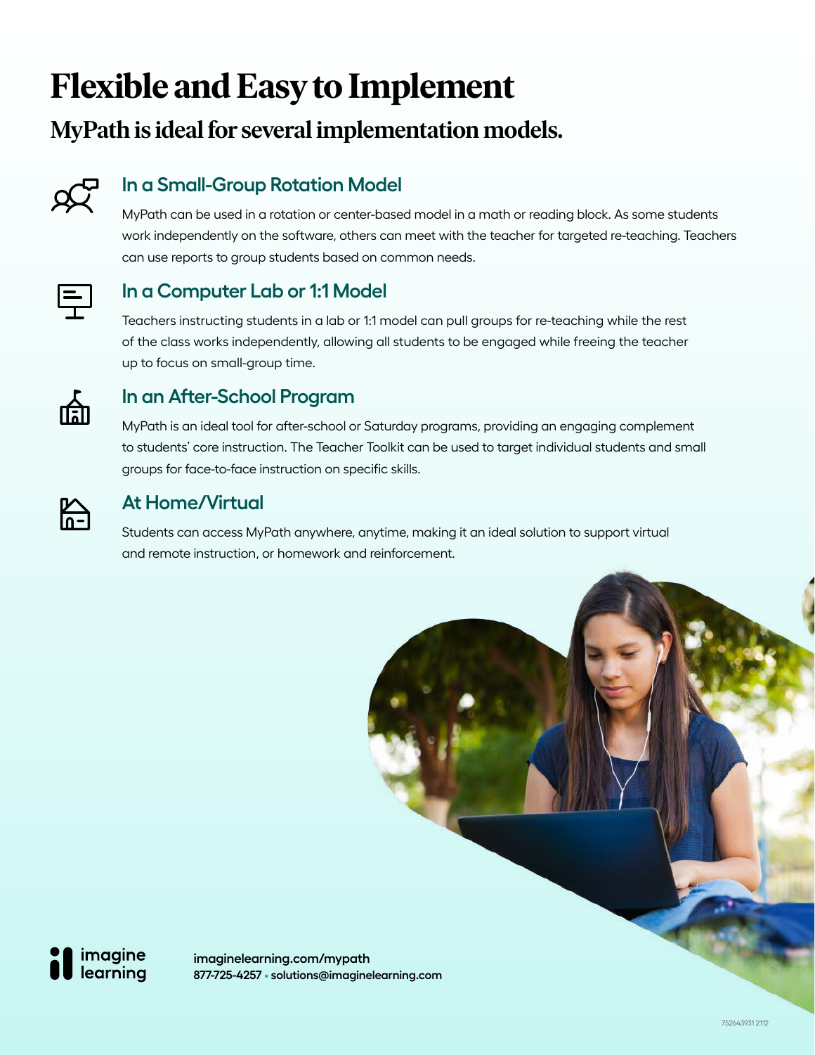# Flexible and Easy to Implement

## MyPath is ideal for several implementation models.

### In a Small-Group Rotation Model

MyPath can be used in a rotation or center-based model in a math or reading block. As some students work independently on the software, others can meet with the teacher for targeted re-teaching. Teachers can use reports to group students based on common needs.

### In a Computer Lab or 1:1 Model

Teachers instructing students in a lab or 1:1 model can pull groups for re-teaching while the rest of the class works independently, allowing all students to be engaged while freeing the teacher up to focus on small-group time.

### In an After-School Program

MyPath is an ideal tool for after-school or Saturday programs, providing an engaging complement to students' core instruction. The Teacher Toolkit can be used to target individual students and small groups for face-to-face instruction on specific skills.

### At Home/Virtual

Students can access MyPath anywhere, anytime, making it an ideal solution to support virtual and remote instruction, or homework and reinforcement.

imagine learning

**imaginelearning.com/mypath**
**877-725-4257 • solutions@imaginelearning.com**

752643931 2112